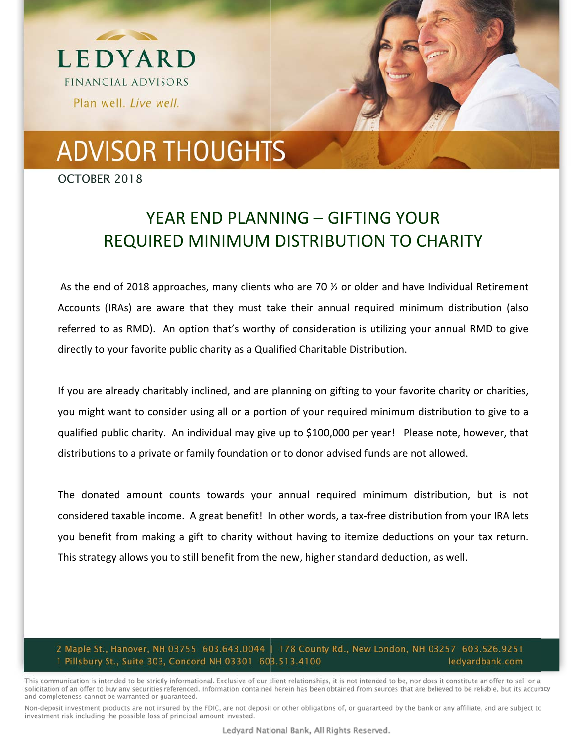LEDYARD

FINANCIAL ADVISORS

Plan well. *Live well.*

# ADVISOR THOUGHTS

OCTOBER 2018

## YEAR END PLANNING – GIFTING YOUR REQUIRED MINIMUM DISTRIBUTION TO CHARITY

As the end of 2018 approaches, many clients who are 70 ½ or older and have Individual Retirement Accounts (IRAs) are aware that they must take their annual required minimum distribution (also referred to as RMD). An option that's worthy of consideration is utilizing your annual RMD to give directly to your favorite public charity as a Qualified Charitable Distribution.

If you are already charitably inclined, and are planning on gifting to your favorite charity or charities, you might want to consider using all or a portion of your required minimum distribution to give to a qualified public charity. An individual may give up to $100,000 per year! Please note, however, that distributions to a private or family foundation or to donor advised funds are not allowed.

The donated amount counts towards your annual required minimum distribution, but is not considered taxable income. A great benefit! In other words, a tax-free distribution from your IRA lets you benefit from making a gift to charity without having to itemize deductions on your tax return. This strategy allows you to still benefit from the new, higher standard deduction, as well.

2 Maple St., Hanover, NH 03755 603.643.0044 | 178 County Rd., New London, NH 03257 603.526.9251
1 Pillsbury St., Suite 303, Concord NH 03301 603.513.4100 ledyardbank.com

This communication is intended to be strictly informational. Exclusive of our client relationships, it is not intended to be, nor does it constitute an offer to sell or a solicitation of an offer to buy any securities referenced. Information contained herein has been obtained from sources that are believed to be reliable, but its accuracy and completeness cannot be warranted or guaranteed.

Non-deposit investment products are not insured by the FDIC, are not deposit or other obligations of, or guaranteed by the bank or any affiliate, and are subject to investment risk including the possible loss of principal amount invested.

Ledyard National Bank, All Rights Reserved.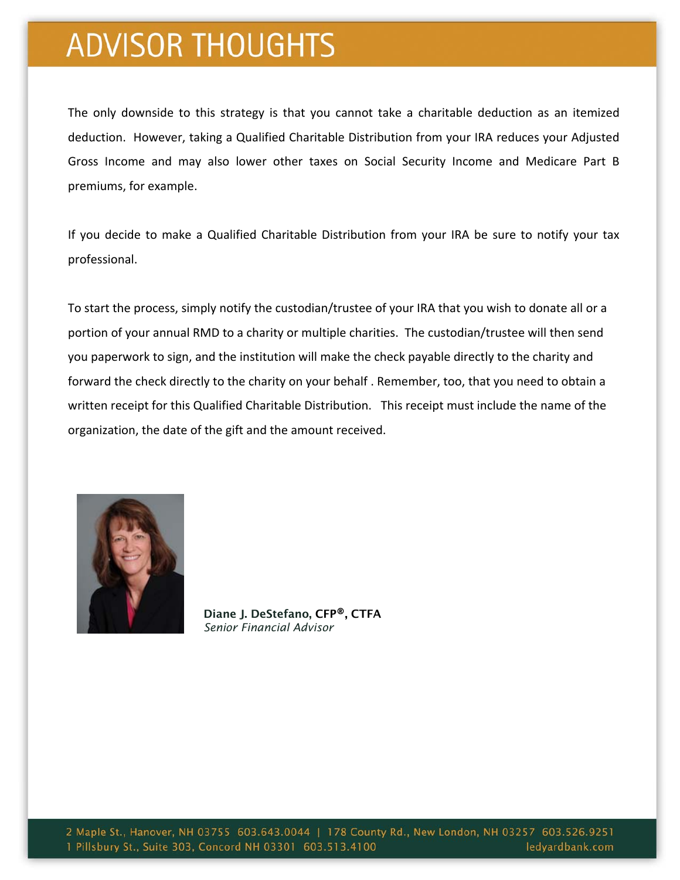# ADVISOR THOUGHTS

The only downside to this strategy is that you cannot take a charitable deduction as an itemized deduction. However, taking a Qualified Charitable Distribution from your IRA reduces your Adjusted Gross Income and may also lower other taxes on Social Security Income and Medicare Part B premiums, for example.

If you decide to make a Qualified Charitable Distribution from your IRA be sure to notify your tax professional.

To start the process, simply notify the custodian/trustee of your IRA that you wish to donate all or a portion of your annual RMD to a charity or multiple charities. The custodian/trustee will then send you paperwork to sign, and the institution will make the check payable directly to the charity and forward the check directly to the charity on your behalf . Remember, too, that you need to obtain a written receipt for this Qualified Charitable Distribution. This receipt must include the name of the organization, the date of the gift and the amount received.

**Diane J. DeStefano, CFP®, CTFA**
*Senior Financial Advisor*

2 Maple St., Hanover, NH 03755 603.643.0044 | 178 County Rd., New London, NH 03257 603.526.9251
1 Pillsbury St., Suite 303, Concord NH 03301 603.513.4100 ledyardbank.com